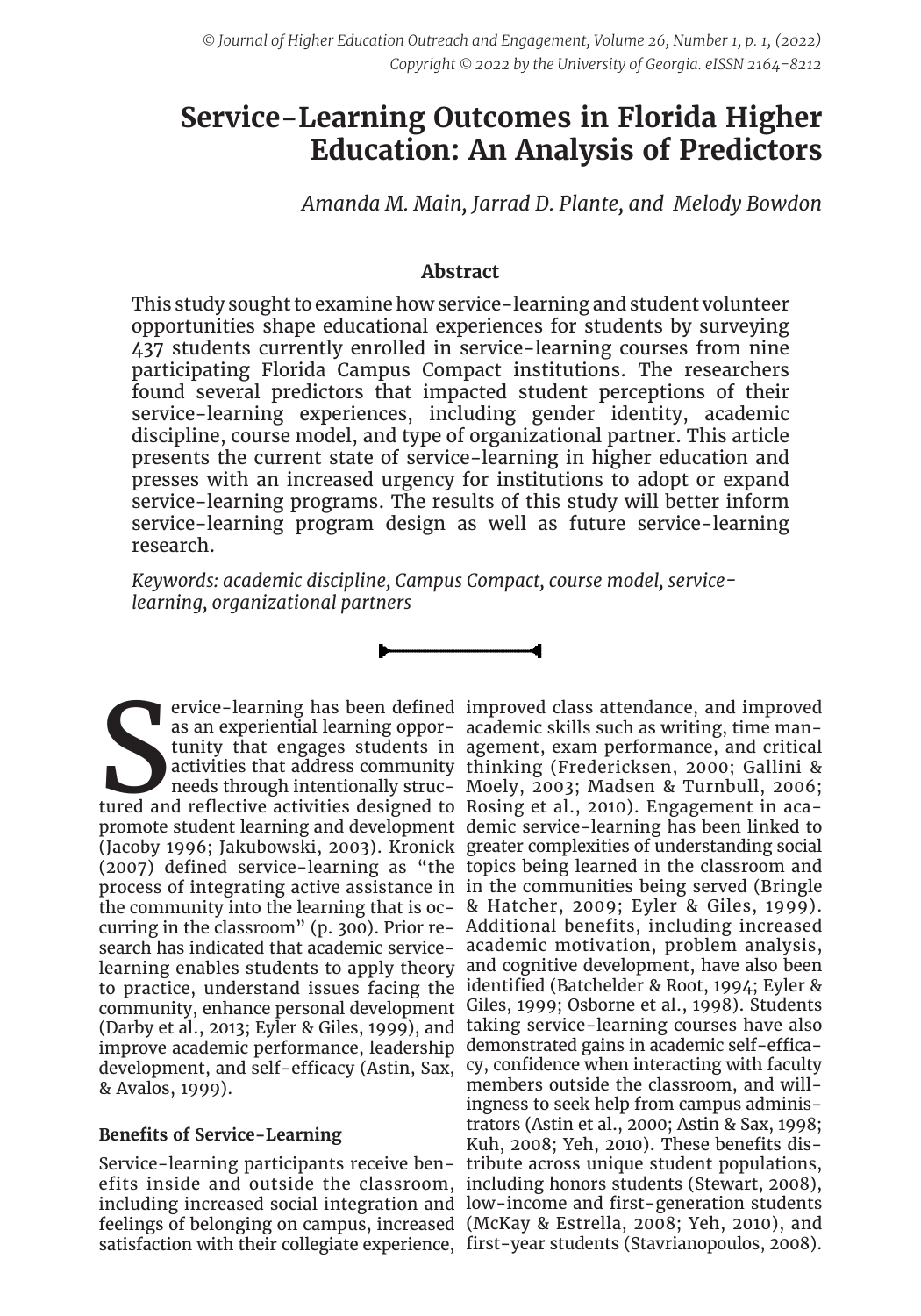# Service-Learning Outcomes in Florida Higher Education: An Analysis of Predictors

*Amanda M. Main, Jarrad D. Plante, and Melody Bowdon*

## Abstract

This study sought to examine how service-learning and student volunteer opportunities shape educational experiences for students by surveying 437 students currently enrolled in service-learning courses from nine participating Florida Campus Compact institutions. The researchers found several predictors that impacted student perceptions of their service-learning experiences, including gender identity, academic discipline, course model, and type of organizational partner. This article presents the current state of service-learning in higher education and presses with an increased urgency for institutions to adopt or expand service-learning programs. The results of this study will better inform service-learning program design as well as future service-learning research.

*Keywords: academic discipline, Campus Compact, course model, service-learning, organizational partners*

Service-learning has been defined as an experiential learning opportunity that engages students in activities that address community needs through intentionally structured and reflective activities designed to promote student learning and development (Jacoby 1996; Jakubowski, 2003). Kronick (2007) defined service-learning as "the process of integrating active assistance in the community into the learning that is occurring in the classroom" (p. 300). Prior research has indicated that academic service-learning enables students to apply theory to practice, understand issues facing the community, enhance personal development (Darby et al., 2013; Eyler & Giles, 1999), and improve academic performance, leadership development, and self-efficacy (Astin, Sax, & Avalos, 1999).

### Benefits of Service-Learning

Service-learning participants receive benefits inside and outside the classroom, including increased social integration and feelings of belonging on campus, increased satisfaction with their collegiate experience, improved class attendance, and improved academic skills such as writing, time management, exam performance, and critical thinking (Fredericksen, 2000; Gallini & Moely, 2003; Madsen & Turnbull, 2006; Rosing et al., 2010). Engagement in academic service-learning has been linked to greater complexities of understanding social topics being learned in the classroom and in the communities being served (Bringle & Hatcher, 2009; Eyler & Giles, 1999). Additional benefits, including increased academic motivation, problem analysis, and cognitive development, have also been identified (Batchelder & Root, 1994; Eyler & Giles, 1999; Osborne et al., 1998). Students taking service-learning courses have also demonstrated gains in academic self-efficacy, confidence when interacting with faculty members outside the classroom, and willingness to seek help from campus administrators (Astin et al., 2000; Astin & Sax, 1998; Kuh, 2008; Yeh, 2010). These benefits distribute across unique student populations, including honors students (Stewart, 2008), low-income and first-generation students (McKay & Estrella, 2008; Yeh, 2010), and first-year students (Stavrianopoulos, 2008).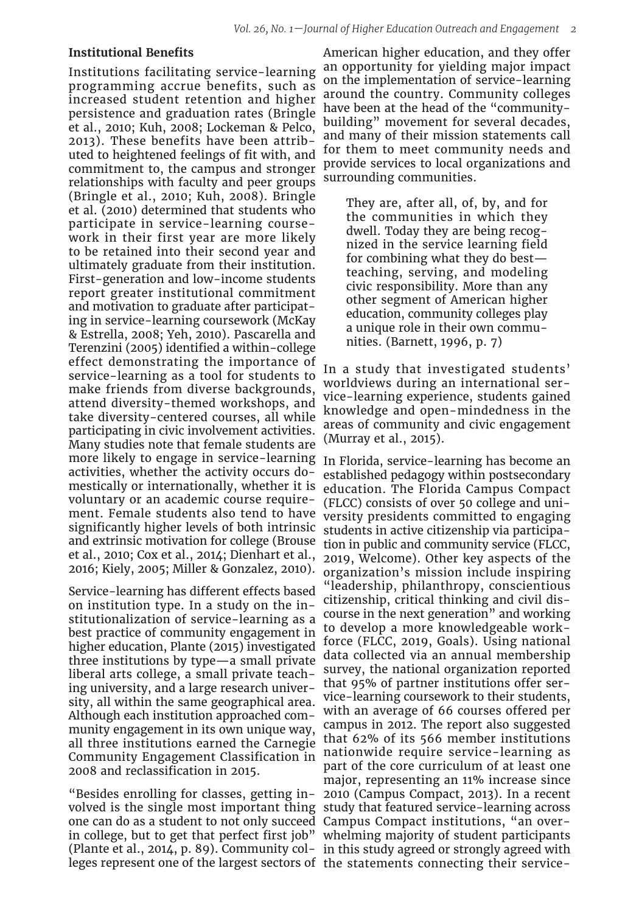**Institutional Benefits**

Institutions facilitating service-learning programming accrue benefits, such as increased student retention and higher persistence and graduation rates (Bringle et al., 2010; Kuh, 2008; Lockeman & Pelco, 2013). These benefits have been attributed to heightened feelings of fit with, and commitment to, the campus and stronger relationships with faculty and peer groups (Bringle et al., 2010; Kuh, 2008). Bringle et al. (2010) determined that students who participate in service-learning coursework in their first year are more likely to be retained into their second year and ultimately graduate from their institution. First-generation and low-income students report greater institutional commitment and motivation to graduate after participating in service-learning coursework (McKay & Estrella, 2008; Yeh, 2010). Pascarella and Terenzini (2005) identified a within-college effect demonstrating the importance of service-learning as a tool for students to make friends from diverse backgrounds, attend diversity-themed workshops, and take diversity-centered courses, all while participating in civic involvement activities. Many studies note that female students are more likely to engage in service-learning activities, whether the activity occurs domestically or internationally, whether it is voluntary or an academic course requirement. Female students also tend to have significantly higher levels of both intrinsic and extrinsic motivation for college (Brouse et al., 2010; Cox et al., 2014; Dienhart et al., 2016; Kiely, 2005; Miller & Gonzalez, 2010).

Service-learning has different effects based on institution type. In a study on the institutionalization of service-learning as a best practice of community engagement in higher education, Plante (2015) investigated three institutions by type—a small private liberal arts college, a small private teaching university, and a large research university, all within the same geographical area. Although each institution approached community engagement in its own unique way, all three institutions earned the Carnegie Community Engagement Classification in 2008 and reclassification in 2015.

"Besides enrolling for classes, getting involved is the single most important thing one can do as a student to not only succeed in college, but to get that perfect first job" (Plante et al., 2014, p. 89). Community colleges represent one of the largest sectors of American higher education, and they offer an opportunity for yielding major impact on the implementation of service-learning around the country. Community colleges have been at the head of the "community-building" movement for several decades, and many of their mission statements call for them to meet community needs and provide services to local organizations and surrounding communities.

> They are, after all, of, by, and for the communities in which they dwell. Today they are being recognized in the service learning field for combining what they do best—teaching, serving, and modeling civic responsibility. More than any other segment of American higher education, community colleges play a unique role in their own communities. (Barnett, 1996, p. 7)

In a study that investigated students' worldviews during an international service-learning experience, students gained knowledge and open-mindedness in the areas of community and civic engagement (Murray et al., 2015).

In Florida, service-learning has become an established pedagogy within postsecondary education. The Florida Campus Compact (FLCC) consists of over 50 college and university presidents committed to engaging students in active citizenship via participation in public and community service (FLCC, 2019, Welcome). Other key aspects of the organization's mission include inspiring "leadership, philanthropy, conscientious citizenship, critical thinking and civil discourse in the next generation" and working to develop a more knowledgeable workforce (FLCC, 2019, Goals). Using national data collected via an annual membership survey, the national organization reported that 95% of partner institutions offer service-learning coursework to their students, with an average of 66 courses offered per campus in 2012. The report also suggested that 62% of its 566 member institutions nationwide require service-learning as part of the core curriculum of at least one major, representing an 11% increase since 2010 (Campus Compact, 2013). In a recent study that featured service-learning across Campus Compact institutions, "an overwhelming majority of student participants in this study agreed or strongly agreed with the statements connecting their service-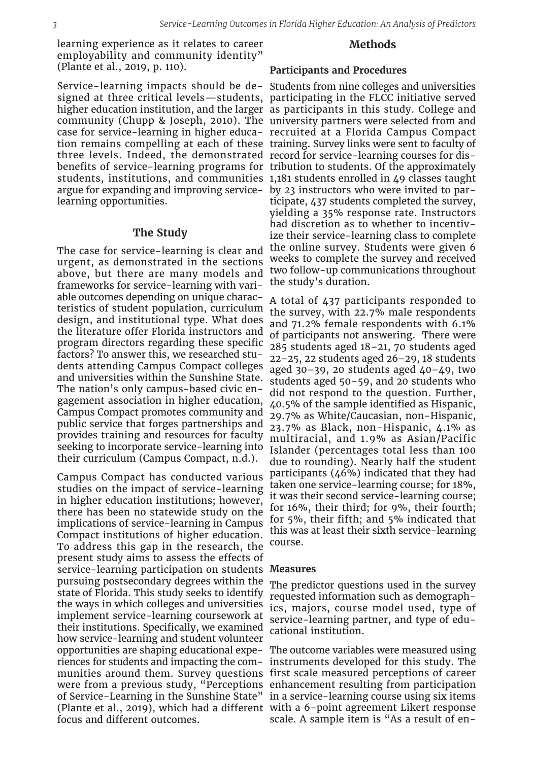learning experience as it relates to career employability and community identity" (Plante et al., 2019, p. 110).

Service-learning impacts should be designed at three critical levels—students, higher education institution, and the larger community (Chupp & Joseph, 2010). The case for service-learning in higher education remains compelling at each of these three levels. Indeed, the demonstrated benefits of service-learning programs for students, institutions, and communities argue for expanding and improving service-learning opportunities.

## The Study

The case for service-learning is clear and urgent, as demonstrated in the sections above, but there are many models and frameworks for service-learning with variable outcomes depending on unique characteristics of student population, curriculum design, and institutional type. What does the literature offer Florida instructors and program directors regarding these specific factors? To answer this, we researched students attending Campus Compact colleges and universities within the Sunshine State. The nation's only campus-based civic engagement association in higher education, Campus Compact promotes community and public service that forges partnerships and provides training and resources for faculty seeking to incorporate service-learning into their curriculum (Campus Compact, n.d.).

Campus Compact has conducted various studies on the impact of service-learning in higher education institutions; however, there has been no statewide study on the implications of service-learning in Campus Compact institutions of higher education. To address this gap in the research, the present study aims to assess the effects of service-learning participation on students pursuing postsecondary degrees within the state of Florida. This study seeks to identify the ways in which colleges and universities implement service-learning coursework at their institutions. Specifically, we examined how service-learning and student volunteer opportunities are shaping educational experiences for students and impacting the communities around them. Survey questions were from a previous study, "Perceptions of Service-Learning in the Sunshine State" (Plante et al., 2019), which had a different focus and different outcomes.

## Methods

### Participants and Procedures

Students from nine colleges and universities participating in the FLCC initiative served as participants in this study. College and university partners were selected from and recruited at a Florida Campus Compact training. Survey links were sent to faculty of record for service-learning courses for distribution to students. Of the approximately 1,181 students enrolled in 49 classes taught by 23 instructors who were invited to participate, 437 students completed the survey, yielding a 35% response rate. Instructors had discretion as to whether to incentivize their service-learning class to complete the online survey. Students were given 6 weeks to complete the survey and received two follow-up communications throughout the study's duration.

A total of 437 participants responded to the survey, with 22.7% male respondents and 71.2% female respondents with 6.1% of participants not answering. There were 285 students aged 18–21, 70 students aged 22–25, 22 students aged 26–29, 18 students aged 30–39, 20 students aged 40–49, two students aged 50–59, and 20 students who did not respond to the question. Further, 40.5% of the sample identified as Hispanic, 29.7% as White/Caucasian, non-Hispanic, 23.7% as Black, non-Hispanic, 4.1% as multiracial, and 1.9% as Asian/Pacific Islander (percentages total less than 100 due to rounding). Nearly half the student participants (46%) indicated that they had taken one service-learning course; for 18%, it was their second service-learning course; for 16%, their third; for 9%, their fourth; for 5%, their fifth; and 5% indicated that this was at least their sixth service-learning course.

### Measures

The predictor questions used in the survey requested information such as demographics, majors, course model used, type of service-learning partner, and type of educational institution.

The outcome variables were measured using instruments developed for this study. The first scale measured perceptions of career enhancement resulting from participation in a service-learning course using six items with a 6-point agreement Likert response scale. A sample item is "As a result of en-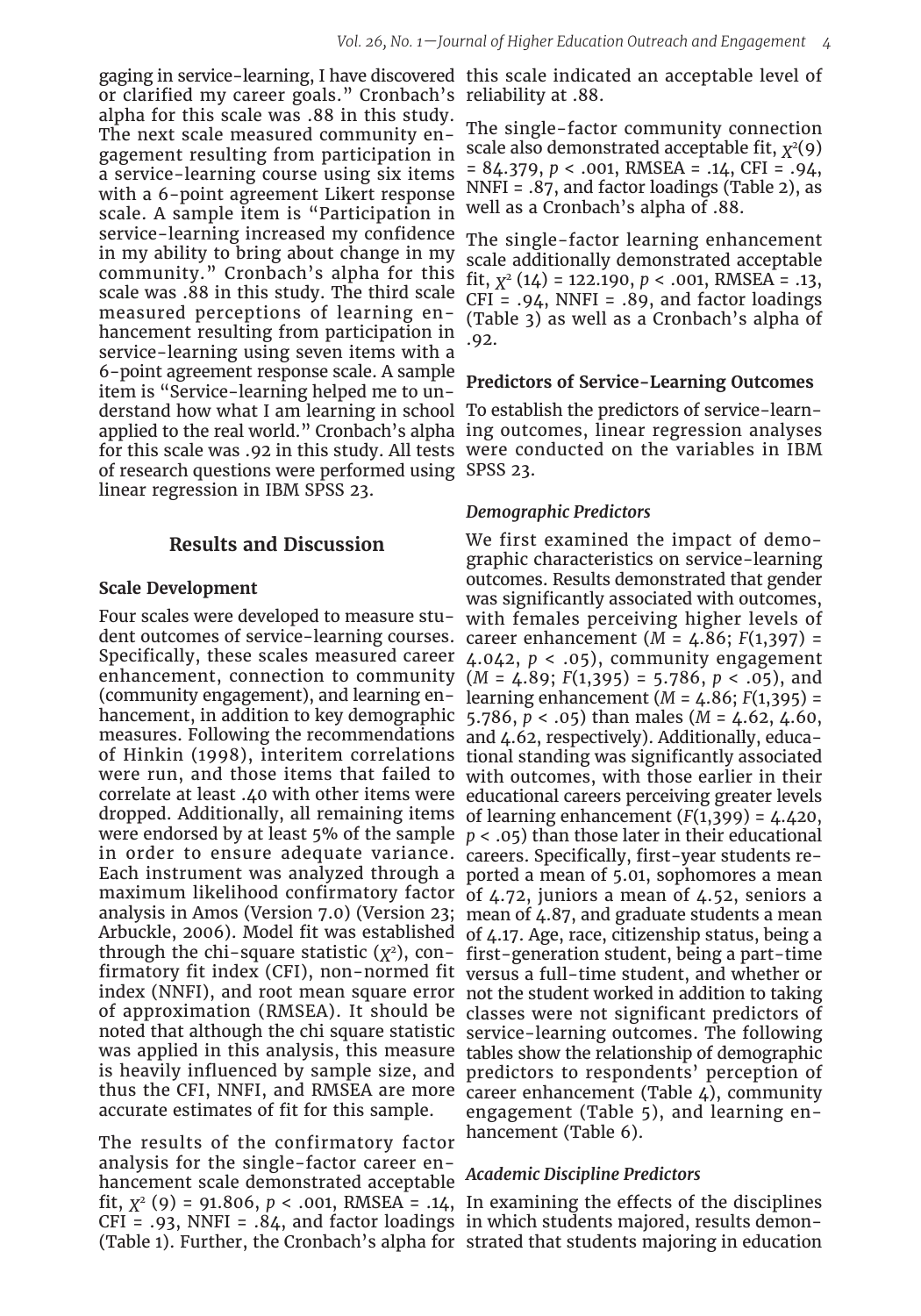gaging in service-learning, I have discovered or clarified my career goals." Cronbach's alpha for this scale was .88 in this study. The next scale measured community engagement resulting from participation in a service-learning course using six items with a 6-point agreement Likert response scale. A sample item is "Participation in service-learning increased my confidence in my ability to bring about change in my community." Cronbach's alpha for this scale was .88 in this study. The third scale measured perceptions of learning enhancement resulting from participation in service-learning using seven items with a 6-point agreement response scale. A sample item is "Service-learning helped me to understand how what I am learning in school applied to the real world." Cronbach's alpha for this scale was .92 in this study. All tests of research questions were performed using linear regression in IBM SPSS 23.

## Results and Discussion

### Scale Development

Four scales were developed to measure student outcomes of service-learning courses. Specifically, these scales measured career enhancement, connection to community (community engagement), and learning enhancement, in addition to key demographic measures. Following the recommendations of Hinkin (1998), interitem correlations were run, and those items that failed to correlate at least .40 with other items were dropped. Additionally, all remaining items were endorsed by at least 5% of the sample in order to ensure adequate variance. Each instrument was analyzed through a maximum likelihood confirmatory factor analysis in Amos (Version 7.0) (Version 23; Arbuckle, 2006). Model fit was established through the chi-square statistic ($\chi^2$), confirmatory fit index (CFI), non-normed fit index (NNFI), and root mean square error of approximation (RMSEA). It should be noted that although the chi square statistic was applied in this analysis, this measure is heavily influenced by sample size, and thus the CFI, NNFI, and RMSEA are more accurate estimates of fit for this sample.

The results of the confirmatory factor analysis for the single-factor career enhancement scale demonstrated acceptable fit, $\chi^2$ (9) = 91.806, $p$ < .001, RMSEA = .14, CFI = .93, NNFI = .84, and factor loadings (Table 1). Further, the Cronbach's alpha for this scale indicated an acceptable level of reliability at .88.

The single-factor community connection scale also demonstrated acceptable fit, $\chi^2(9)$ = 84.379, $p$ < .001, RMSEA = .14, CFI = .94, NNFI = .87, and factor loadings (Table 2), as well as a Cronbach's alpha of .88.

The single-factor learning enhancement scale additionally demonstrated acceptable fit, $\chi^2$ (14) = 122.190, $p$ < .001, RMSEA = .13, CFI = .94, NNFI = .89, and factor loadings (Table 3) as well as a Cronbach's alpha of .92.

### Predictors of Service-Learning Outcomes

To establish the predictors of service-learning outcomes, linear regression analyses were conducted on the variables in IBM SPSS 23.

#### *Demographic Predictors*

We first examined the impact of demographic characteristics on service-learning outcomes. Results demonstrated that gender was significantly associated with outcomes, with females perceiving higher levels of career enhancement ($M$ = 4.86; $F(1,397)$ = 4.042, $p$ < .05), community engagement ($M$ = 4.89; $F(1,395)$ = 5.786, $p$ < .05), and learning enhancement ($M$ = 4.86; $F(1,395)$ = 5.786, $p$ < .05) than males ($M$ = 4.62, 4.60, and 4.62, respectively). Additionally, educational standing was significantly associated with outcomes, with those earlier in their educational careers perceiving greater levels of learning enhancement ($F(1,399)$ = 4.420, $p$ < .05) than those later in their educational careers. Specifically, first-year students reported a mean of 5.01, sophomores a mean of 4.72, juniors a mean of 4.52, seniors a mean of 4.87, and graduate students a mean of 4.17. Age, race, citizenship status, being a first-generation student, being a part-time versus a full-time student, and whether or not the student worked in addition to taking classes were not significant predictors of service-learning outcomes. The following tables show the relationship of demographic predictors to respondents' perception of career enhancement (Table 4), community engagement (Table 5), and learning enhancement (Table 6).

#### *Academic Discipline Predictors*

In examining the effects of the disciplines in which students majored, results demonstrated that students majoring in education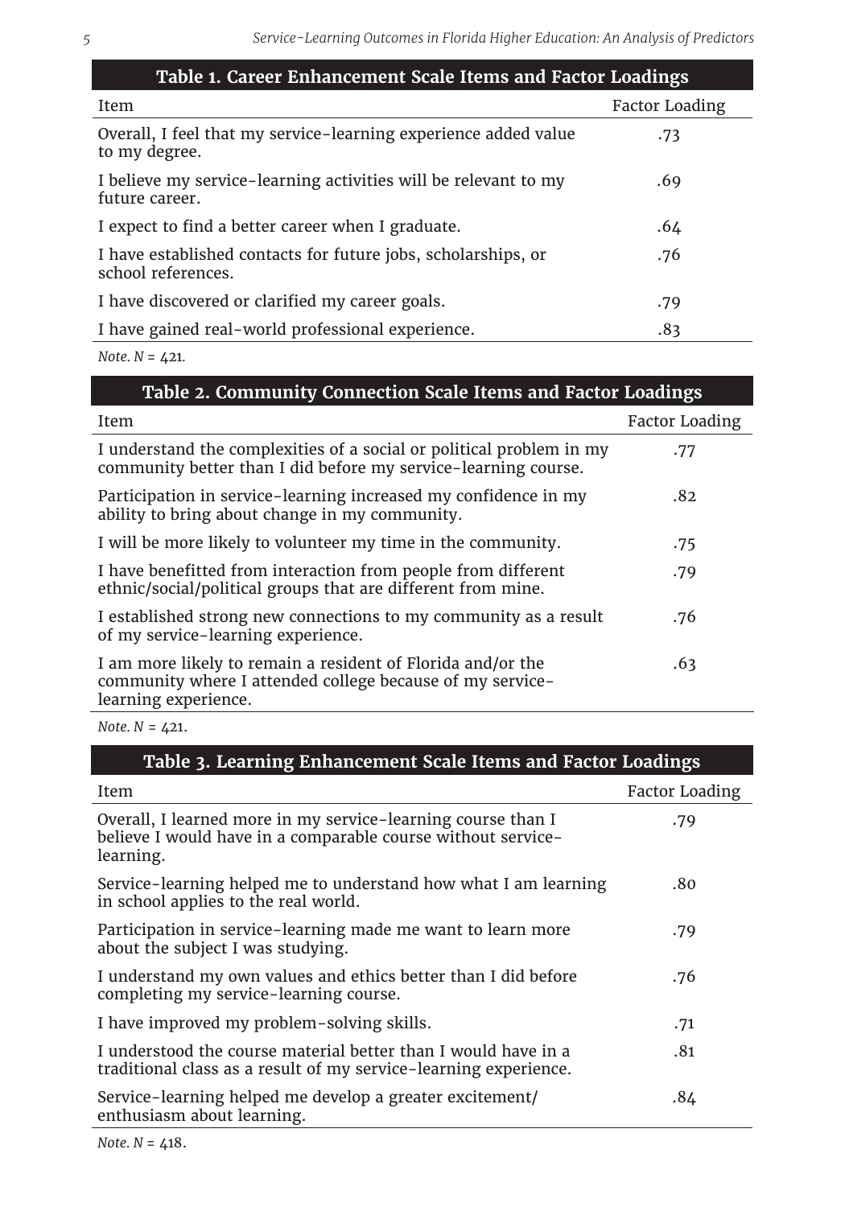**Table 1. Career Enhancement Scale Items and Factor Loadings**

| Item | Factor Loading |
|---|---|
| Overall, I feel that my service-learning experience added value to my degree. | .73 |
| I believe my service-learning activities will be relevant to my future career. | .69 |
| I expect to find a better career when I graduate. | .64 |
| I have established contacts for future jobs, scholarships, or school references. | .76 |
| I have discovered or clarified my career goals. | .79 |
| I have gained real-world professional experience. | .83 |

*Note. N* = 421.

**Table 2. Community Connection Scale Items and Factor Loadings**

| Item | Factor Loading |
|---|---|
| I understand the complexities of a social or political problem in my community better than I did before my service-learning course. | .77 |
| Participation in service-learning increased my confidence in my ability to bring about change in my community. | .82 |
| I will be more likely to volunteer my time in the community. | .75 |
| I have benefitted from interaction from people from different ethnic/social/political groups that are different from mine. | .79 |
| I established strong new connections to my community as a result of my service-learning experience. | .76 |
| I am more likely to remain a resident of Florida and/or the community where I attended college because of my service-learning experience. | .63 |

*Note. N* = 421.

**Table 3. Learning Enhancement Scale Items and Factor Loadings**

| Item | Factor Loading |
|---|---|
| Overall, I learned more in my service-learning course than I believe I would have in a comparable course without service-learning. | .79 |
| Service-learning helped me to understand how what I am learning in school applies to the real world. | .80 |
| Participation in service-learning made me want to learn more about the subject I was studying. | .79 |
| I understand my own values and ethics better than I did before completing my service-learning course. | .76 |
| I have improved my problem-solving skills. | .71 |
| I understood the course material better than I would have in a traditional class as a result of my service-learning experience. | .81 |
| Service-learning helped me develop a greater excitement/enthusiasm about learning. | .84 |

*Note. N* = 418.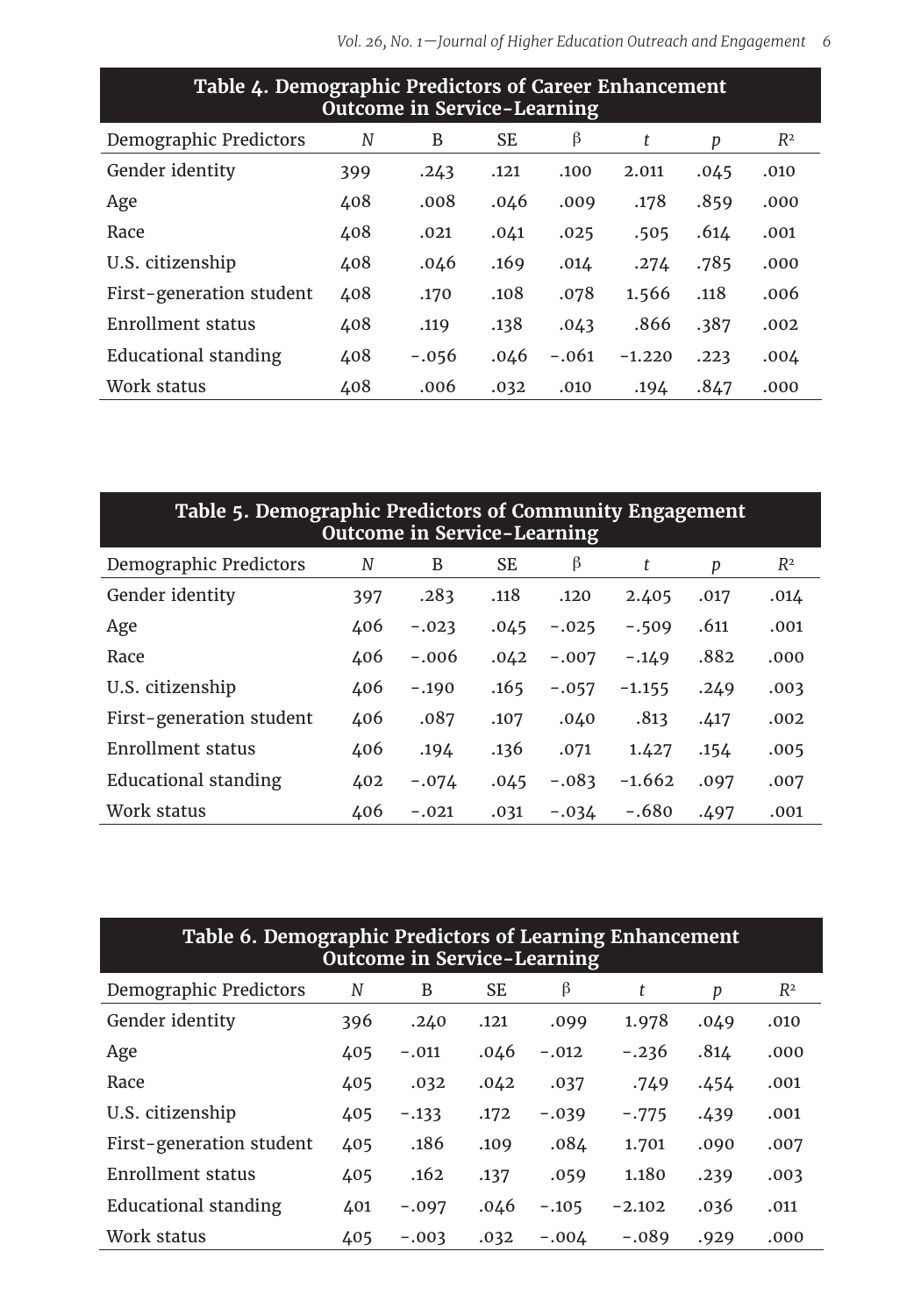**Table 4. Demographic Predictors of Career Enhancement Outcome in Service-Learning**

| Demographic Predictors | *N* | B | SE | β | *t* | *p* | $R^2$ |
|---|---|---|---|---|---|---|---|
| Gender identity | 399 | .243 | .121 | .100 | 2.011 | .045 | .010 |
| Age | 408 | .008 | .046 | .009 | .178 | .859 | .000 |
| Race | 408 | .021 | .041 | .025 | .505 | .614 | .001 |
| U.S. citizenship | 408 | .046 | .169 | .014 | .274 | .785 | .000 |
| First-generation student | 408 | .170 | .108 | .078 | 1.566 | .118 | .006 |
| Enrollment status | 408 | .119 | .138 | .043 | .866 | .387 | .002 |
| Educational standing | 408 | −.056 | .046 | −.061 | −1.220 | .223 | .004 |
| Work status | 408 | .006 | .032 | .010 | .194 | .847 | .000 |

**Table 5. Demographic Predictors of Community Engagement Outcome in Service-Learning**

| Demographic Predictors | *N* | B | SE | β | *t* | *p* | $R^2$ |
|---|---|---|---|---|---|---|---|
| Gender identity | 397 | .283 | .118 | .120 | 2.405 | .017 | .014 |
| Age | 406 | −.023 | .045 | −.025 | −.509 | .611 | .001 |
| Race | 406 | −.006 | .042 | −.007 | −.149 | .882 | .000 |
| U.S. citizenship | 406 | −.190 | .165 | −.057 | −1.155 | .249 | .003 |
| First-generation student | 406 | .087 | .107 | .040 | .813 | .417 | .002 |
| Enrollment status | 406 | .194 | .136 | .071 | 1.427 | .154 | .005 |
| Educational standing | 402 | −.074 | .045 | −.083 | −1.662 | .097 | .007 |
| Work status | 406 | −.021 | .031 | −.034 | −.680 | .497 | .001 |

**Table 6. Demographic Predictors of Learning Enhancement Outcome in Service-Learning**

| Demographic Predictors | *N* | B | SE | β | *t* | *p* | $R^2$ |
|---|---|---|---|---|---|---|---|
| Gender identity | 396 | .240 | .121 | .099 | 1.978 | .049 | .010 |
| Age | 405 | −.011 | .046 | −.012 | −.236 | .814 | .000 |
| Race | 405 | .032 | .042 | .037 | .749 | .454 | .001 |
| U.S. citizenship | 405 | −.133 | .172 | −.039 | −.775 | .439 | .001 |
| First-generation student | 405 | .186 | .109 | .084 | 1.701 | .090 | .007 |
| Enrollment status | 405 | .162 | .137 | .059 | 1.180 | .239 | .003 |
| Educational standing | 401 | −.097 | .046 | −.105 | −2.102 | .036 | .011 |
| Work status | 405 | −.003 | .032 | −.004 | −.089 | .929 | .000 |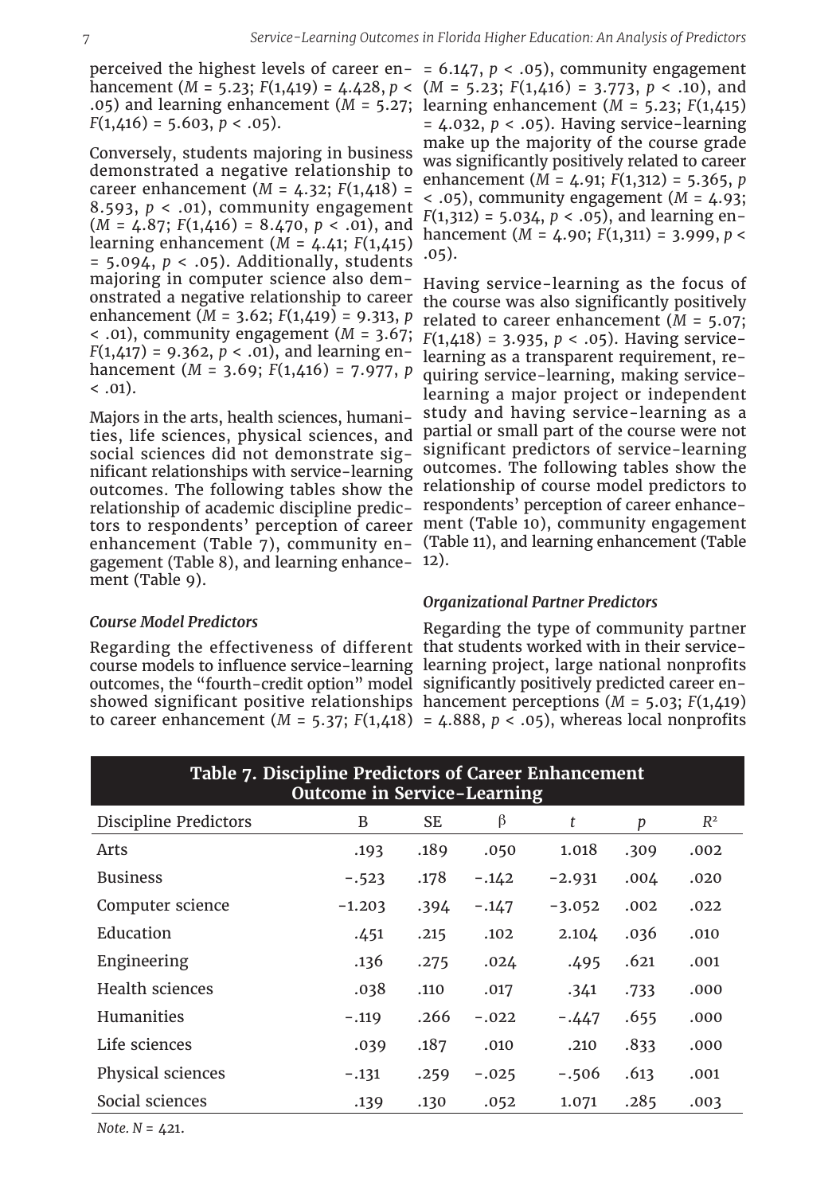perceived the highest levels of career enhancement ($M = 5.23$; $F(1,419) = 4.428$, $p < .05$) and learning enhancement ($M = 5.27$; $F(1,416) = 5.603$, $p < .05$).

Conversely, students majoring in business demonstrated a negative relationship to career enhancement ($M = 4.32$; $F(1,418) = 8.593$, $p < .01$), community engagement ($M = 4.87$; $F(1,416) = 8.470$, $p < .01$), and learning enhancement ($M = 4.41$; $F(1,415) = 5.094$, $p < .05$). Additionally, students majoring in computer science also demonstrated a negative relationship to career enhancement ($M = 3.62$; $F(1,419) = 9.313$, $p < .01$), community engagement ($M = 3.67$; $F(1,417) = 9.362$, $p < .01$), and learning enhancement ($M = 3.69$; $F(1,416) = 7.977$, $p < .01$).

Majors in the arts, health sciences, humanities, life sciences, physical sciences, and social sciences did not demonstrate significant relationships with service-learning outcomes. The following tables show the relationship of academic discipline predictors to respondents' perception of career enhancement (Table 7), community engagement (Table 8), and learning enhancement (Table 9).

### *Course Model Predictors*

Regarding the effectiveness of different course models to influence service-learning outcomes, the "fourth-credit option" model showed significant positive relationships to career enhancement ($M = 5.37$; $F(1,418) = 6.147$, $p < .05$), community engagement ($M = 5.23$; $F(1,416) = 3.773$, $p < .10$), and learning enhancement ($M = 5.23$; $F(1,415) = 4.032$, $p < .05$). Having service-learning make up the majority of the course grade was significantly positively related to career enhancement ($M = 4.91$; $F(1,312) = 5.365$, $p < .05$), community engagement ($M = 4.93$; $F(1,312) = 5.034$, $p < .05$), and learning enhancement ($M = 4.90$; $F(1,311) = 3.999$, $p < .05$).

Having service-learning as the focus of the course was also significantly positively related to career enhancement ($M = 5.07$; $F(1,418) = 3.935$, $p < .05$). Having service-learning as a transparent requirement, requiring service-learning, making service-learning a major project or independent study and having service-learning as a partial or small part of the course were not significant predictors of service-learning outcomes. The following tables show the relationship of course model predictors to respondents' perception of career enhancement (Table 10), community engagement (Table 11), and learning enhancement (Table 12).

### *Organizational Partner Predictors*

Regarding the type of community partner that students worked with in their service-learning project, large national nonprofits significantly positively predicted career enhancement perceptions ($M = 5.03$; $F(1,419) = 4.888$, $p < .05$), whereas local nonprofits

**Table 7. Discipline Predictors of Career Enhancement Outcome in Service-Learning**

| Discipline Predictors | B | SE | β | *t* | *p* | $R^2$ |
|---|---|---|---|---|---|---|
| Arts | .193 | .189 | .050 | 1.018 | .309 | .002 |
| Business | −.523 | .178 | −.142 | −2.931 | .004 | .020 |
| Computer science | −1.203 | .394 | −.147 | −3.052 | .002 | .022 |
| Education | .451 | .215 | .102 | 2.104 | .036 | .010 |
| Engineering | .136 | .275 | .024 | .495 | .621 | .001 |
| Health sciences | .038 | .110 | .017 | .341 | .733 | .000 |
| Humanities | −.119 | .266 | −.022 | −.447 | .655 | .000 |
| Life sciences | .039 | .187 | .010 | .210 | .833 | .000 |
| Physical sciences | −.131 | .259 | −.025 | −.506 | .613 | .001 |
| Social sciences | .139 | .130 | .052 | 1.071 | .285 | .003 |

*Note. N* = 421.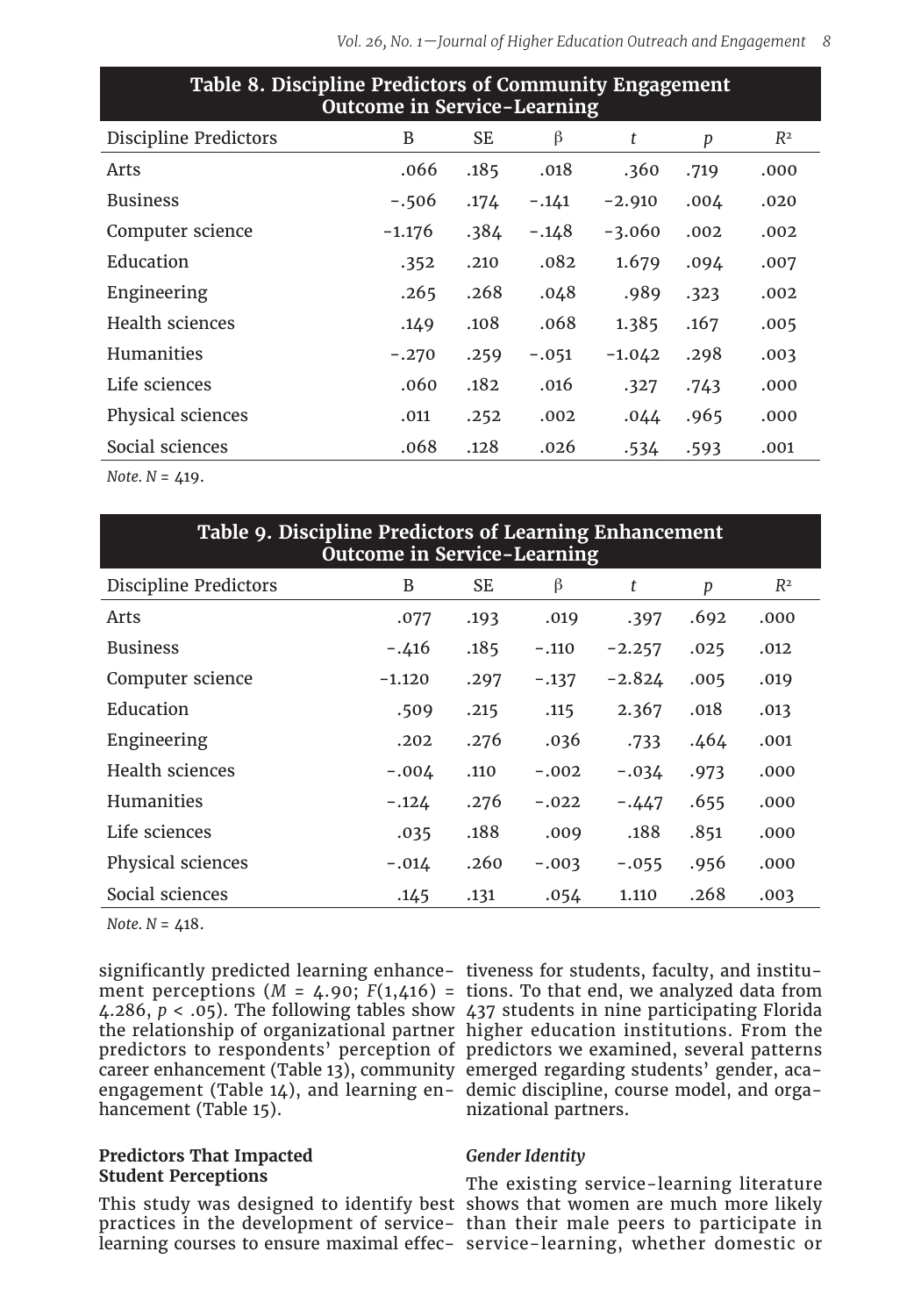**Table 8. Discipline Predictors of Community Engagement Outcome in Service-Learning**

| Discipline Predictors | B | SE | β | $t$ | $p$ | $R^2$ |
|---|---|---|---|---|---|---|
| Arts | .066 | .185 | .018 | .360 | .719 | .000 |
| Business | −.506 | .174 | −.141 | −2.910 | .004 | .020 |
| Computer science | −1.176 | .384 | −.148 | −3.060 | .002 | .002 |
| Education | .352 | .210 | .082 | 1.679 | .094 | .007 |
| Engineering | .265 | .268 | .048 | .989 | .323 | .002 |
| Health sciences | .149 | .108 | .068 | 1.385 | .167 | .005 |
| Humanities | −.270 | .259 | −.051 | −1.042 | .298 | .003 |
| Life sciences | .060 | .182 | .016 | .327 | .743 | .000 |
| Physical sciences | .011 | .252 | .002 | .044 | .965 | .000 |
| Social sciences | .068 | .128 | .026 | .534 | .593 | .001 |

*Note.* $N$ = 419.

**Table 9. Discipline Predictors of Learning Enhancement Outcome in Service-Learning**

| Discipline Predictors | B | SE | β | $t$ | $p$ | $R^2$ |
|---|---|---|---|---|---|---|
| Arts | .077 | .193 | .019 | .397 | .692 | .000 |
| Business | −.416 | .185 | −.110 | −2.257 | .025 | .012 |
| Computer science | −1.120 | .297 | −.137 | −2.824 | .005 | .019 |
| Education | .509 | .215 | .115 | 2.367 | .018 | .013 |
| Engineering | .202 | .276 | .036 | .733 | .464 | .001 |
| Health sciences | −.004 | .110 | −.002 | −.034 | .973 | .000 |
| Humanities | −.124 | .276 | −.022 | −.447 | .655 | .000 |
| Life sciences | .035 | .188 | .009 | .188 | .851 | .000 |
| Physical sciences | −.014 | .260 | −.003 | −.055 | .956 | .000 |
| Social sciences | .145 | .131 | .054 | 1.110 | .268 | .003 |

*Note.* $N$ = 418.

significantly predicted learning enhancement perceptions ($M$ = 4.90; $F(1,416)$ = 4.286, $p < .05$). The following tables show the relationship of organizational partner predictors to respondents' perception of career enhancement (Table 13), community engagement (Table 14), and learning enhancement (Table 15).

### Predictors That Impacted Student Perceptions

This study was designed to identify best practices in the development of service-learning courses to ensure maximal effectiveness for students, faculty, and institutions. To that end, we analyzed data from 437 students in nine participating Florida higher education institutions. From the predictors we examined, several patterns emerged regarding students' gender, academic discipline, course model, and organizational partners.

#### *Gender Identity*

The existing service-learning literature shows that women are much more likely than their male peers to participate in service-learning, whether domestic or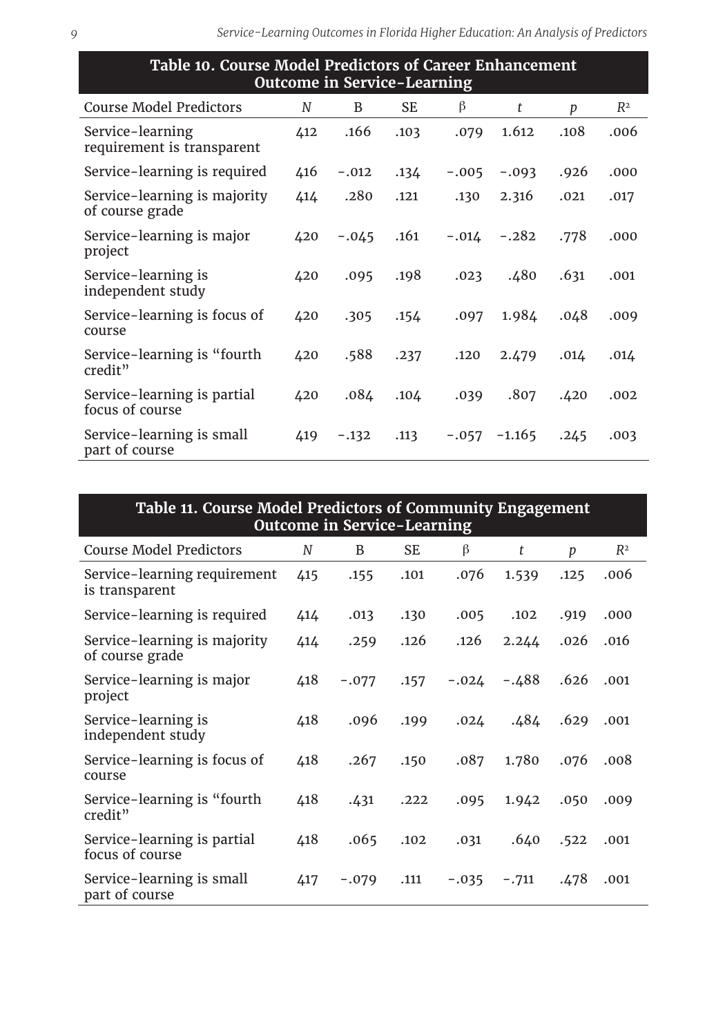**Table 10. Course Model Predictors of Career Enhancement Outcome in Service-Learning**

| Course Model Predictors | *N* | B | SE | β | *t* | *p* | $R^2$ |
|---|---|---|---|---|---|---|---|
| Service-learning requirement is transparent | 412 | .166 | .103 | .079 | 1.612 | .108 | .006 |
| Service-learning is required | 416 | −.012 | .134 | −.005 | −.093 | .926 | .000 |
| Service-learning is majority of course grade | 414 | .280 | .121 | .130 | 2.316 | .021 | .017 |
| Service-learning is major project | 420 | −.045 | .161 | −.014 | −.282 | .778 | .000 |
| Service-learning is independent study | 420 | .095 | .198 | .023 | .480 | .631 | .001 |
| Service-learning is focus of course | 420 | .305 | .154 | .097 | 1.984 | .048 | .009 |
| Service-learning is "fourth credit" | 420 | .588 | .237 | .120 | 2.479 | .014 | .014 |
| Service-learning is partial focus of course | 420 | .084 | .104 | .039 | .807 | .420 | .002 |
| Service-learning is small part of course | 419 | −.132 | .113 | −.057 | −1.165 | .245 | .003 |

**Table 11. Course Model Predictors of Community Engagement Outcome in Service-Learning**

| Course Model Predictors | *N* | B | SE | β | *t* | *p* | $R^2$ |
|---|---|---|---|---|---|---|---|
| Service-learning requirement is transparent | 415 | .155 | .101 | .076 | 1.539 | .125 | .006 |
| Service-learning is required | 414 | .013 | .130 | .005 | .102 | .919 | .000 |
| Service-learning is majority of course grade | 414 | .259 | .126 | .126 | 2.244 | .026 | .016 |
| Service-learning is major project | 418 | −.077 | .157 | −.024 | −.488 | .626 | .001 |
| Service-learning is independent study | 418 | .096 | .199 | .024 | .484 | .629 | .001 |
| Service-learning is focus of course | 418 | .267 | .150 | .087 | 1.780 | .076 | .008 |
| Service-learning is "fourth credit" | 418 | .431 | .222 | .095 | 1.942 | .050 | .009 |
| Service-learning is partial focus of course | 418 | .065 | .102 | .031 | .640 | .522 | .001 |
| Service-learning is small part of course | 417 | −.079 | .111 | −.035 | −.711 | .478 | .001 |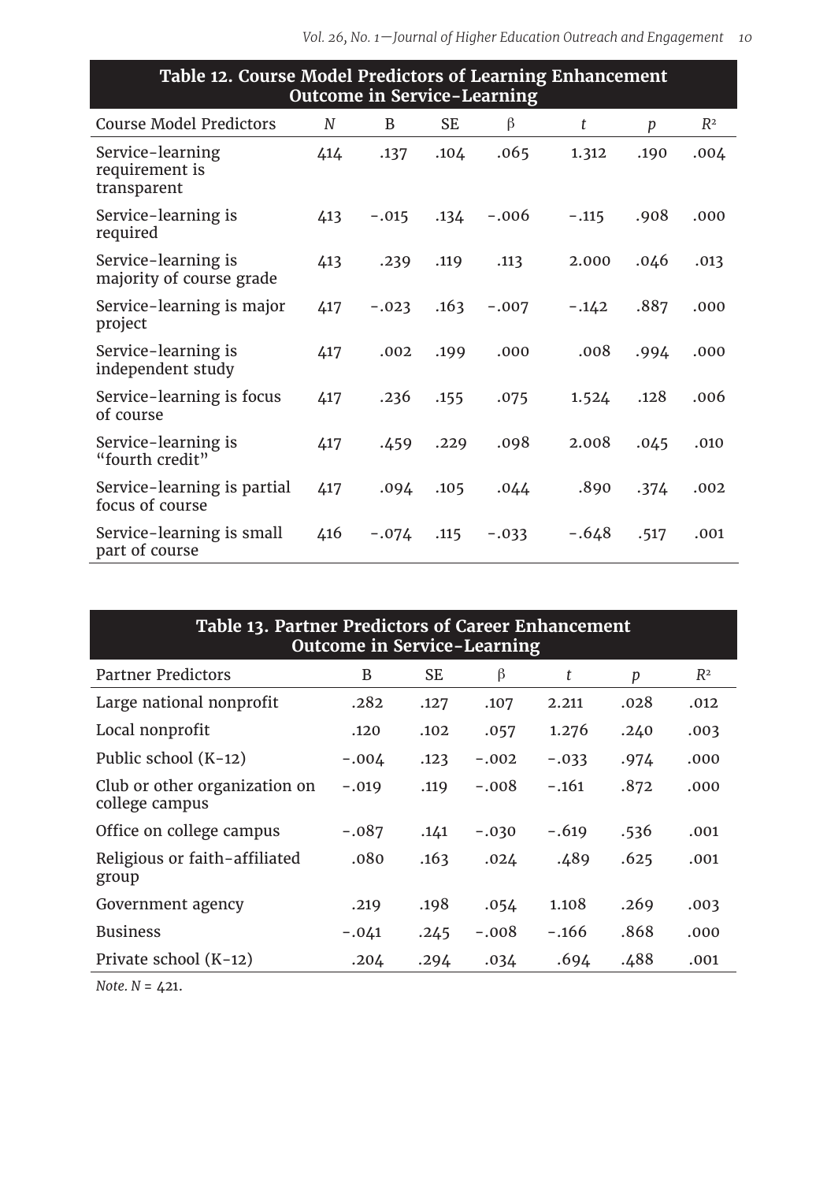**Table 12. Course Model Predictors of Learning Enhancement Outcome in Service-Learning**

| Course Model Predictors | *N* | B | SE | β | *t* | *p* | $R^2$ |
|---|---|---|---|---|---|---|---|
| Service-learning requirement is transparent | 414 | .137 | .104 | .065 | 1.312 | .190 | .004 |
| Service-learning is required | 413 | −.015 | .134 | −.006 | −.115 | .908 | .000 |
| Service-learning is majority of course grade | 413 | .239 | .119 | .113 | 2.000 | .046 | .013 |
| Service-learning is major project | 417 | −.023 | .163 | −.007 | −.142 | .887 | .000 |
| Service-learning is independent study | 417 | .002 | .199 | .000 | .008 | .994 | .000 |
| Service-learning is focus of course | 417 | .236 | .155 | .075 | 1.524 | .128 | .006 |
| Service-learning is "fourth credit" | 417 | .459 | .229 | .098 | 2.008 | .045 | .010 |
| Service-learning is partial focus of course | 417 | .094 | .105 | .044 | .890 | .374 | .002 |
| Service-learning is small part of course | 416 | −.074 | .115 | −.033 | −.648 | .517 | .001 |

**Table 13. Partner Predictors of Career Enhancement Outcome in Service-Learning**

| Partner Predictors | B | SE | β | *t* | *p* | $R^2$ |
|---|---|---|---|---|---|---|
| Large national nonprofit | .282 | .127 | .107 | 2.211 | .028 | .012 |
| Local nonprofit | .120 | .102 | .057 | 1.276 | .240 | .003 |
| Public school (K-12) | −.004 | .123 | −.002 | −.033 | .974 | .000 |
| Club or other organization on college campus | −.019 | .119 | −.008 | −.161 | .872 | .000 |
| Office on college campus | −.087 | .141 | −.030 | −.619 | .536 | .001 |
| Religious or faith-affiliated group | .080 | .163 | .024 | .489 | .625 | .001 |
| Government agency | .219 | .198 | .054 | 1.108 | .269 | .003 |
| Business | −.041 | .245 | −.008 | −.166 | .868 | .000 |
| Private school (K-12) | .204 | .294 | .034 | .694 | .488 | .001 |

*Note. N* = 421.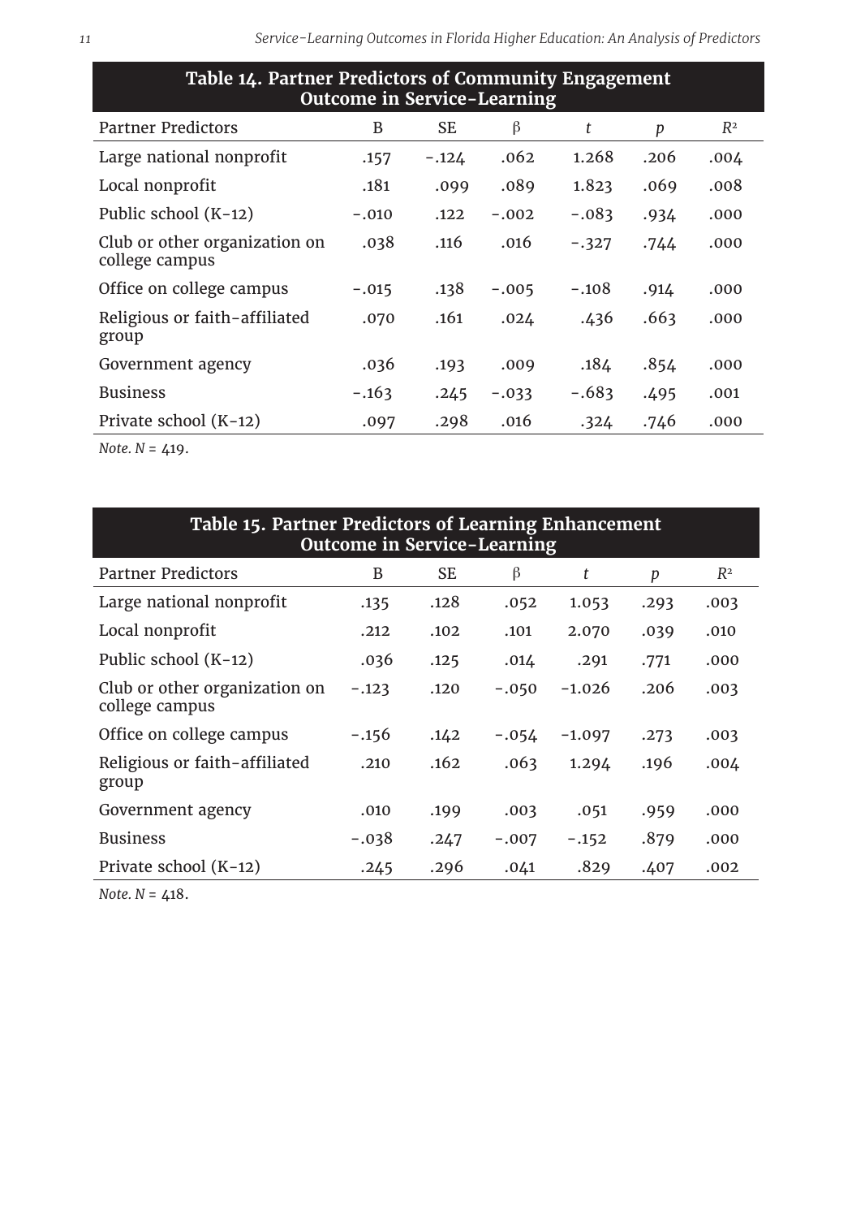**Table 14. Partner Predictors of Community Engagement Outcome in Service-Learning**

| Partner Predictors | B | SE | β | $t$ | $p$ | $R^2$ |
|---|---|---|---|---|---|---|
| Large national nonprofit | .157 | −.124 | .062 | 1.268 | .206 | .004 |
| Local nonprofit | .181 | .099 | .089 | 1.823 | .069 | .008 |
| Public school (K-12) | −.010 | .122 | −.002 | −.083 | .934 | .000 |
| Club or other organization on college campus | .038 | .116 | .016 | −.327 | .744 | .000 |
| Office on college campus | −.015 | .138 | −.005 | −.108 | .914 | .000 |
| Religious or faith-affiliated group | .070 | .161 | .024 | .436 | .663 | .000 |
| Government agency | .036 | .193 | .009 | .184 | .854 | .000 |
| Business | −.163 | .245 | −.033 | −.683 | .495 | .001 |
| Private school (K-12) | .097 | .298 | .016 | .324 | .746 | .000 |

*Note.* $N$ = 419.

**Table 15. Partner Predictors of Learning Enhancement Outcome in Service-Learning**

| Partner Predictors | B | SE | β | $t$ | $p$ | $R^2$ |
|---|---|---|---|---|---|---|
| Large national nonprofit | .135 | .128 | .052 | 1.053 | .293 | .003 |
| Local nonprofit | .212 | .102 | .101 | 2.070 | .039 | .010 |
| Public school (K-12) | .036 | .125 | .014 | .291 | .771 | .000 |
| Club or other organization on college campus | −.123 | .120 | −.050 | −1.026 | .206 | .003 |
| Office on college campus | −.156 | .142 | −.054 | −1.097 | .273 | .003 |
| Religious or faith-affiliated group | .210 | .162 | .063 | 1.294 | .196 | .004 |
| Government agency | .010 | .199 | .003 | .051 | .959 | .000 |
| Business | −.038 | .247 | −.007 | −.152 | .879 | .000 |
| Private school (K-12) | .245 | .296 | .041 | .829 | .407 | .002 |

*Note.* $N$ = 418.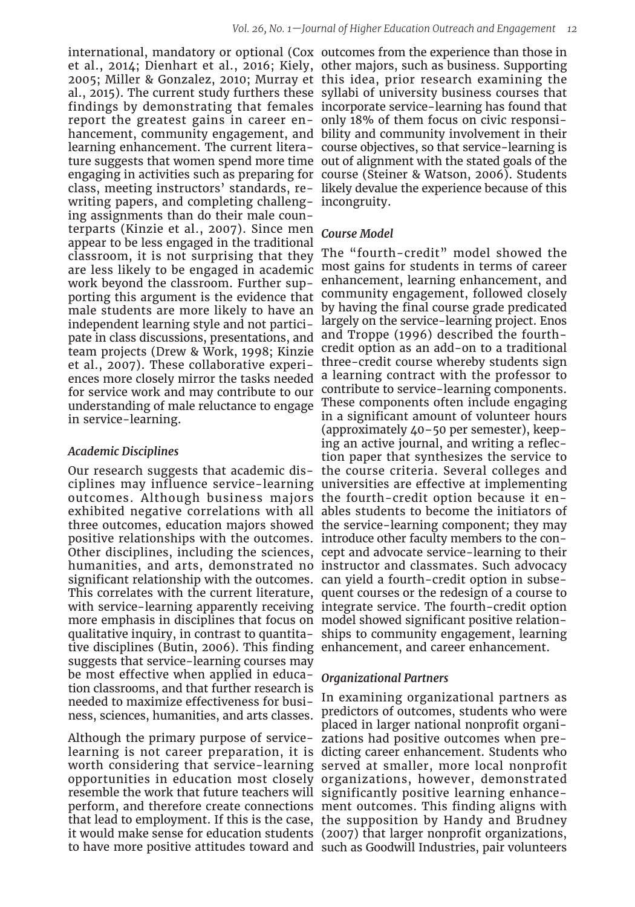international, mandatory or optional (Cox et al., 2014; Dienhart et al., 2016; Kiely, 2005; Miller & Gonzalez, 2010; Murray et al., 2015). The current study furthers these findings by demonstrating that females report the greatest gains in career enhancement, community engagement, and learning enhancement. The current literature suggests that women spend more time engaging in activities such as preparing for class, meeting instructors' standards, rewriting papers, and completing challenging assignments than do their male counterparts (Kinzie et al., 2007). Since men appear to be less engaged in the traditional classroom, it is not surprising that they are less likely to be engaged in academic work beyond the classroom. Further supporting this argument is the evidence that male students are more likely to have an independent learning style and not participate in class discussions, presentations, and team projects (Drew & Work, 1998; Kinzie et al., 2007). These collaborative experiences more closely mirror the tasks needed for service work and may contribute to our understanding of male reluctance to engage in service-learning.

### *Academic Disciplines*

Our research suggests that academic disciplines may influence service-learning outcomes. Although business majors exhibited negative correlations with all three outcomes, education majors showed positive relationships with the outcomes. Other disciplines, including the sciences, humanities, and arts, demonstrated no significant relationship with the outcomes. This correlates with the current literature, with service-learning apparently receiving more emphasis in disciplines that focus on qualitative inquiry, in contrast to quantitative disciplines (Butin, 2006). This finding suggests that service-learning courses may be most effective when applied in education classrooms, and that further research is needed to maximize effectiveness for business, sciences, humanities, and arts classes.

Although the primary purpose of service-learning is not career preparation, it is worth considering that service-learning opportunities in education most closely resemble the work that future teachers will perform, and therefore create connections that lead to employment. If this is the case, it would make sense for education students to have more positive attitudes toward and outcomes from the experience than those in other majors, such as business. Supporting this idea, prior research examining the syllabi of university business courses that incorporate service-learning has found that only 18% of them focus on civic responsibility and community involvement in their course objectives, so that service-learning is out of alignment with the stated goals of the course (Steiner & Watson, 2006). Students likely devalue the experience because of this incongruity.

### *Course Model*

The "fourth-credit" model showed the most gains for students in terms of career enhancement, learning enhancement, and community engagement, followed closely by having the final course grade predicated largely on the service-learning project. Enos and Troppe (1996) described the fourth-credit option as an add-on to a traditional three-credit course whereby students sign a learning contract with the professor to contribute to service-learning components. These components often include engaging in a significant amount of volunteer hours (approximately 40–50 per semester), keeping an active journal, and writing a reflection paper that synthesizes the service to the course criteria. Several colleges and universities are effective at implementing the fourth-credit option because it enables students to become the initiators of the service-learning component; they may introduce other faculty members to the concept and advocate service-learning to their instructor and classmates. Such advocacy can yield a fourth-credit option in subsequent courses or the redesign of a course to integrate service. The fourth-credit option model showed significant positive relationships to community engagement, learning enhancement, and career enhancement.

### *Organizational Partners*

In examining organizational partners as predictors of outcomes, students who were placed in larger national nonprofit organizations had positive outcomes when predicting career enhancement. Students who served at smaller, more local nonprofit organizations, however, demonstrated significantly positive learning enhancement outcomes. This finding aligns with the supposition by Handy and Brudney (2007) that larger nonprofit organizations, such as Goodwill Industries, pair volunteers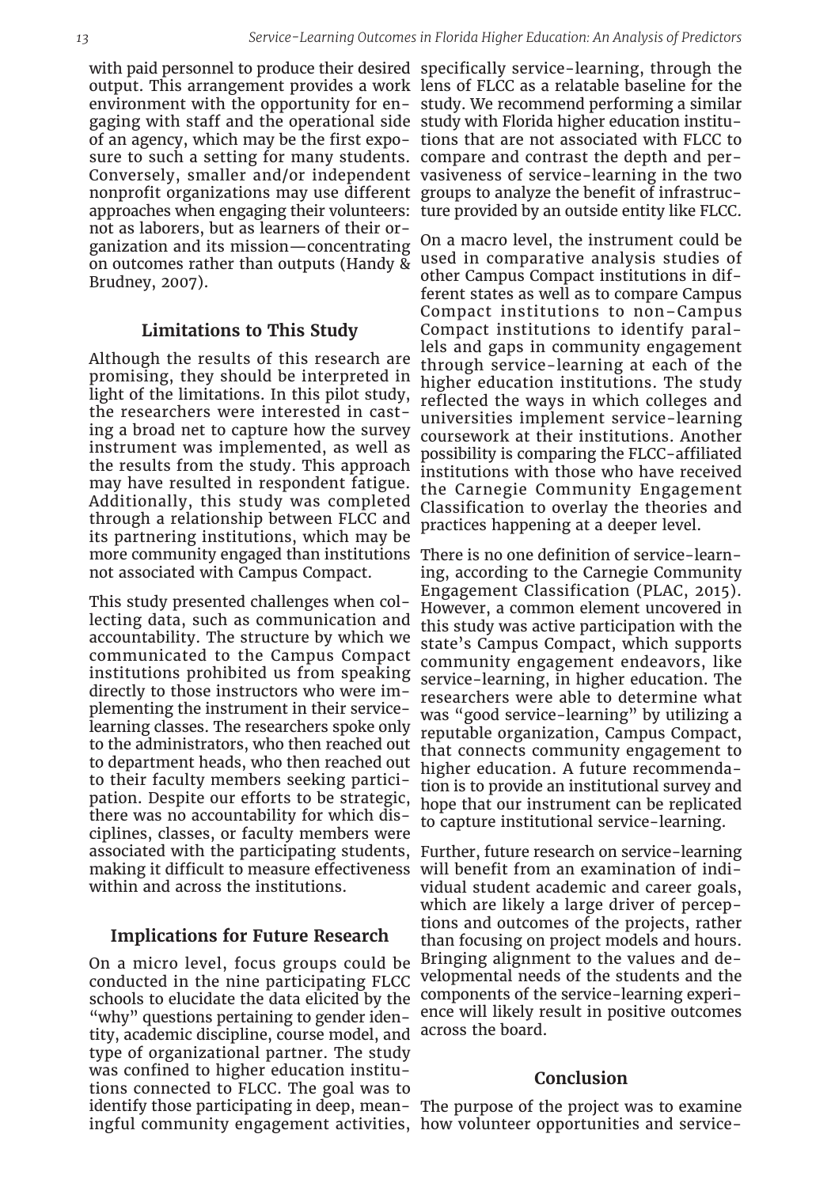with paid personnel to produce their desired output. This arrangement provides a work environment with the opportunity for engaging with staff and the operational side of an agency, which may be the first exposure to such a setting for many students. Conversely, smaller and/or independent nonprofit organizations may use different approaches when engaging their volunteers: not as laborers, but as learners of their organization and its mission—concentrating on outcomes rather than outputs (Handy & Brudney, 2007).

## Limitations to This Study

Although the results of this research are promising, they should be interpreted in light of the limitations. In this pilot study, the researchers were interested in casting a broad net to capture how the survey instrument was implemented, as well as the results from the study. This approach may have resulted in respondent fatigue. Additionally, this study was completed through a relationship between FLCC and its partnering institutions, which may be more community engaged than institutions not associated with Campus Compact.

This study presented challenges when collecting data, such as communication and accountability. The structure by which we communicated to the Campus Compact institutions prohibited us from speaking directly to those instructors who were implementing the instrument in their service-learning classes. The researchers spoke only to the administrators, who then reached out to department heads, who then reached out to their faculty members seeking participation. Despite our efforts to be strategic, there was no accountability for which disciplines, classes, or faculty members were associated with the participating students, making it difficult to measure effectiveness within and across the institutions.

## Implications for Future Research

On a micro level, focus groups could be conducted in the nine participating FLCC schools to elucidate the data elicited by the "why" questions pertaining to gender identity, academic discipline, course model, and type of organizational partner. The study was confined to higher education institutions connected to FLCC. The goal was to identify those participating in deep, meaningful community engagement activities, specifically service-learning, through the lens of FLCC as a relatable baseline for the study. We recommend performing a similar study with Florida higher education institutions that are not associated with FLCC to compare and contrast the depth and pervasiveness of service-learning in the two groups to analyze the benefit of infrastructure provided by an outside entity like FLCC.

On a macro level, the instrument could be used in comparative analysis studies of other Campus Compact institutions in different states as well as to compare Campus Compact institutions to non–Campus Compact institutions to identify parallels and gaps in community engagement through service-learning at each of the higher education institutions. The study reflected the ways in which colleges and universities implement service-learning coursework at their institutions. Another possibility is comparing the FLCC-affiliated institutions with those who have received the Carnegie Community Engagement Classification to overlay the theories and practices happening at a deeper level.

There is no one definition of service-learning, according to the Carnegie Community Engagement Classification (PLAC, 2015). However, a common element uncovered in this study was active participation with the state's Campus Compact, which supports community engagement endeavors, like service-learning, in higher education. The researchers were able to determine what was "good service-learning" by utilizing a reputable organization, Campus Compact, that connects community engagement to higher education. A future recommendation is to provide an institutional survey and hope that our instrument can be replicated to capture institutional service-learning.

Further, future research on service-learning will benefit from an examination of individual student academic and career goals, which are likely a large driver of perceptions and outcomes of the projects, rather than focusing on project models and hours. Bringing alignment to the values and developmental needs of the students and the components of the service-learning experience will likely result in positive outcomes across the board.

## Conclusion

The purpose of the project was to examine how volunteer opportunities and service-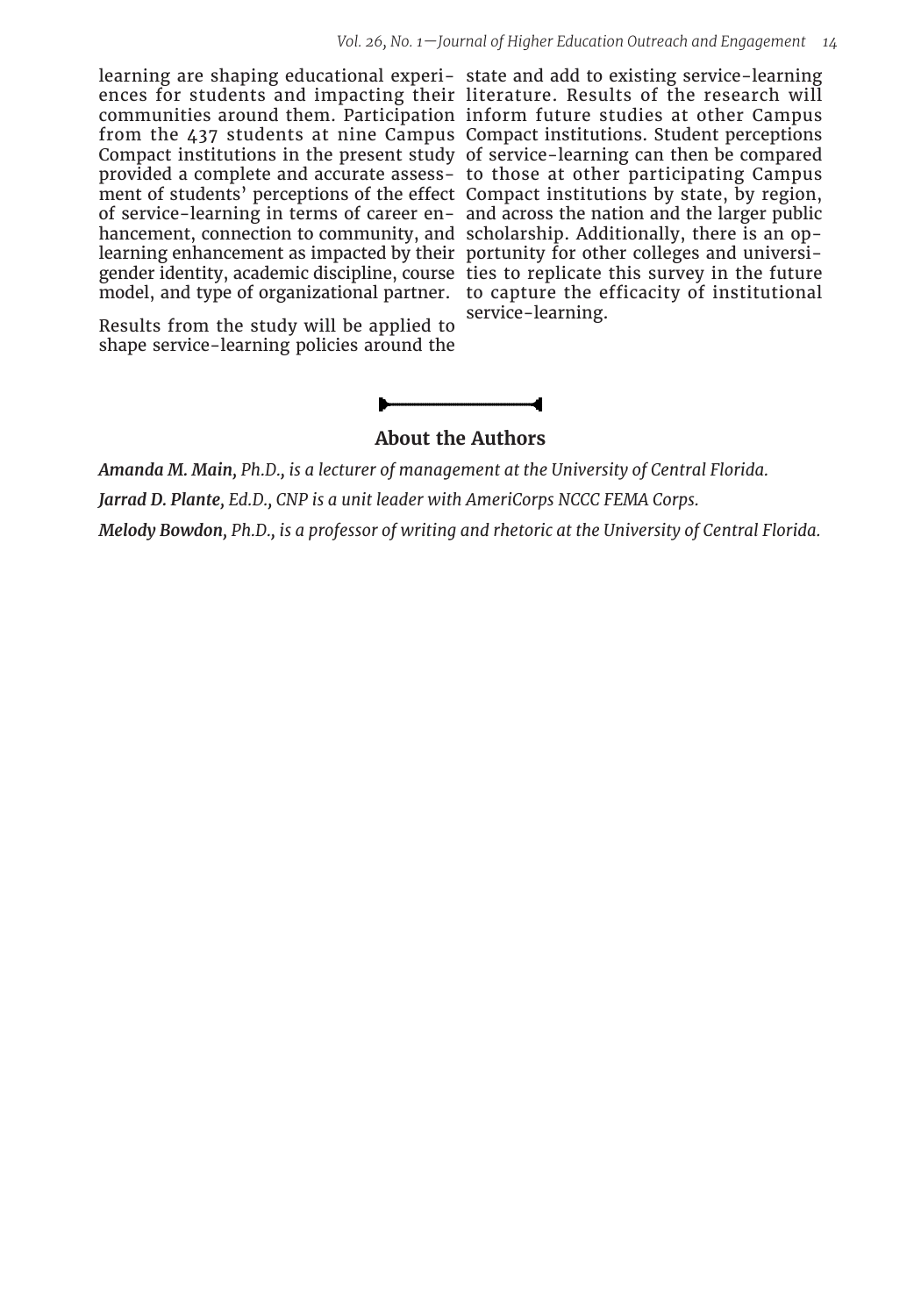learning are shaping educational experiences for students and impacting their communities around them. Participation from the 437 students at nine Campus Compact institutions in the present study provided a complete and accurate assessment of students' perceptions of the effect of service-learning in terms of career enhancement, connection to community, and learning enhancement as impacted by their gender identity, academic discipline, course model, and type of organizational partner.

Results from the study will be applied to shape service-learning policies around the state and add to existing service-learning literature. Results of the research will inform future studies at other Campus Compact institutions. Student perceptions of service-learning can then be compared to those at other participating Campus Compact institutions by state, by region, and across the nation and the larger public scholarship. Additionally, there is an opportunity for other colleges and universities to replicate this survey in the future to capture the efficacy of institutional service-learning.

## About the Authors

***Amanda M. Main**, Ph.D., is a lecturer of management at the University of Central Florida.*

***Jarrad D. Plante**, Ed.D., CNP is a unit leader with AmeriCorps NCCC FEMA Corps.*

***Melody Bowdon**, Ph.D., is a professor of writing and rhetoric at the University of Central Florida.*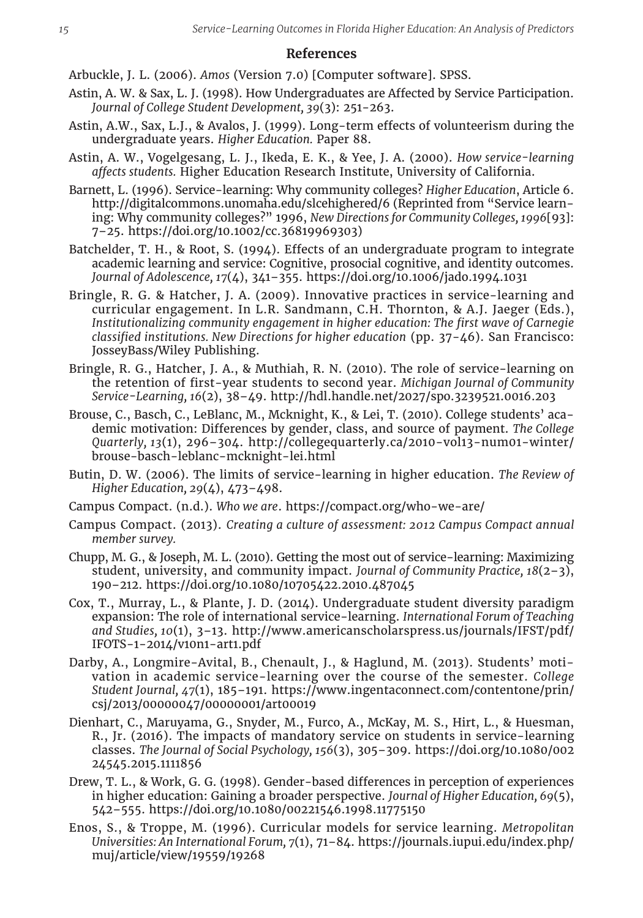## References

Arbuckle, J. L. (2006). *Amos* (Version 7.0) [Computer software]. SPSS.

Astin, A. W. & Sax, L. J. (1998). How Undergraduates are Affected by Service Participation. *Journal of College Student Development, 39*(3): 251-263.

Astin, A.W., Sax, L.J., & Avalos, J. (1999). Long-term effects of volunteerism during the undergraduate years. *Higher Education.* Paper 88.

Astin, A. W., Vogelgesang, L. J., Ikeda, E. K., & Yee, J. A. (2000). *How service-learning affects students.* Higher Education Research Institute, University of California.

Barnett, L. (1996). Service-learning: Why community colleges? *Higher Education*, Article 6. http://digitalcommons.unomaha.edu/slcehighered/6 (Reprinted from "Service learning: Why community colleges?" 1996, *New Directions for Community Colleges, 1996*[93]: 7–25. https://doi.org/10.1002/cc.36819969303)

Batchelder, T. H., & Root, S. (1994). Effects of an undergraduate program to integrate academic learning and service: Cognitive, prosocial cognitive, and identity outcomes. *Journal of Adolescence, 17*(4), 341–355. https://doi.org/10.1006/jado.1994.1031

Bringle, R. G. & Hatcher, J. A. (2009). Innovative practices in service-learning and curricular engagement. In L.R. Sandmann, C.H. Thornton, & A.J. Jaeger (Eds.), *Institutionalizing community engagement in higher education: The first wave of Carnegie classified institutions. New Directions for higher education* (pp. 37-46). San Francisco: JosseyBass/Wiley Publishing.

Bringle, R. G., Hatcher, J. A., & Muthiah, R. N. (2010). The role of service-learning on the retention of first-year students to second year. *Michigan Journal of Community Service-Learning, 16*(2), 38–49. http://hdl.handle.net/2027/spo.3239521.0016.203

Brouse, C., Basch, C., LeBlanc, M., Mcknight, K., & Lei, T. (2010). College students' academic motivation: Differences by gender, class, and source of payment. *The College Quarterly, 13*(1), 296–304. http://collegequarterly.ca/2010-vol13-num01-winter/brouse-basch-leblanc-mcknight-lei.html

Butin, D. W. (2006). The limits of service-learning in higher education. *The Review of Higher Education, 29*(4), 473–498.

Campus Compact. (n.d.). *Who we are*. https://compact.org/who-we-are/

Campus Compact. (2013). *Creating a culture of assessment: 2012 Campus Compact annual member survey.*

Chupp, M. G., & Joseph, M. L. (2010). Getting the most out of service-learning: Maximizing student, university, and community impact. *Journal of Community Practice, 18*(2–3), 190–212. https://doi.org/10.1080/10705422.2010.487045

Cox, T., Murray, L., & Plante, J. D. (2014). Undergraduate student diversity paradigm expansion: The role of international service-learning. *International Forum of Teaching and Studies, 10*(1), 3–13. http://www.americanscholarspress.us/journals/IFST/pdf/IFOTS-1-2014/v10n1-art1.pdf

Darby, A., Longmire-Avital, B., Chenault, J., & Haglund, M. (2013). Students' motivation in academic service-learning over the course of the semester. *College Student Journal, 47*(1), 185–191. https://www.ingentaconnect.com/contentone/prin/csj/2013/00000047/00000001/art00019

Dienhart, C., Maruyama, G., Snyder, M., Furco, A., McKay, M. S., Hirt, L., & Huesman, R., Jr. (2016). The impacts of mandatory service on students in service-learning classes. *The Journal of Social Psychology, 156*(3), 305–309. https://doi.org/10.1080/00224545.2015.1111856

Drew, T. L., & Work, G. G. (1998). Gender-based differences in perception of experiences in higher education: Gaining a broader perspective. *Journal of Higher Education, 69*(5), 542–555. https://doi.org/10.1080/00221546.1998.11775150

Enos, S., & Troppe, M. (1996). Curricular models for service learning. *Metropolitan Universities: An International Forum, 7*(1), 71–84. https://journals.iupui.edu/index.php/muj/article/view/19559/19268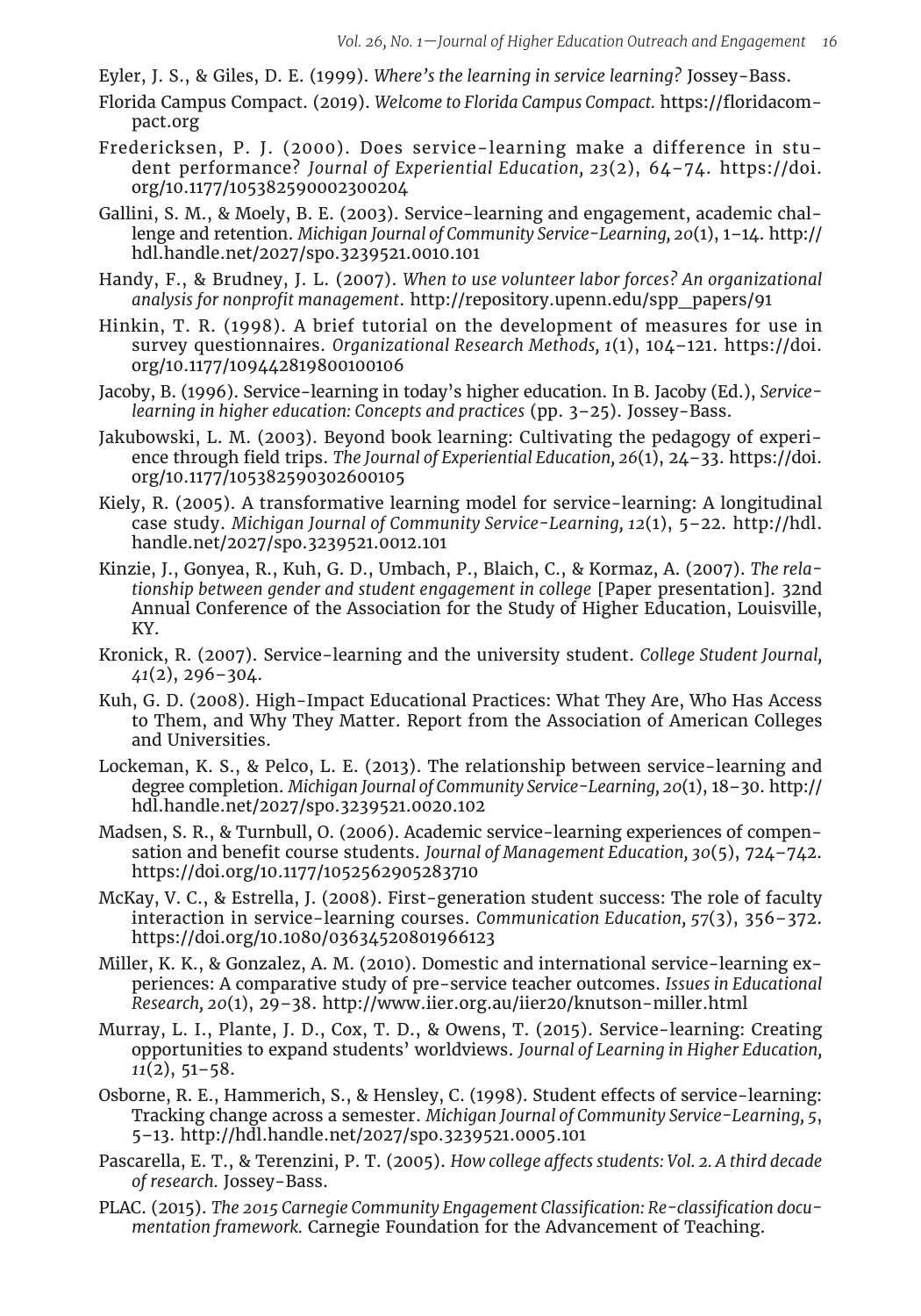Eyler, J. S., & Giles, D. E. (1999). *Where's the learning in service learning?* Jossey-Bass.

Florida Campus Compact. (2019). *Welcome to Florida Campus Compact.* https://floridacompact.org

Fredericksen, P. J. (2000). Does service-learning make a difference in student performance? *Journal of Experiential Education, 23*(2), 64–74. https://doi.org/10.1177/105382590002300204

Gallini, S. M., & Moely, B. E. (2003). Service-learning and engagement, academic challenge and retention. *Michigan Journal of Community Service-Learning, 20*(1), 1–14. http://hdl.handle.net/2027/spo.3239521.0010.101

Handy, F., & Brudney, J. L. (2007). *When to use volunteer labor forces? An organizational analysis for nonprofit management.* http://repository.upenn.edu/spp_papers/91

Hinkin, T. R. (1998). A brief tutorial on the development of measures for use in survey questionnaires. *Organizational Research Methods, 1*(1), 104–121. https://doi.org/10.1177/109442819800100106

Jacoby, B. (1996). Service-learning in today's higher education. In B. Jacoby (Ed.), *Service-learning in higher education: Concepts and practices* (pp. 3–25). Jossey-Bass.

Jakubowski, L. M. (2003). Beyond book learning: Cultivating the pedagogy of experience through field trips. *The Journal of Experiential Education, 26*(1), 24–33. https://doi.org/10.1177/105382590302600105

Kiely, R. (2005). A transformative learning model for service-learning: A longitudinal case study. *Michigan Journal of Community Service-Learning, 12*(1), 5–22. http://hdl.handle.net/2027/spo.3239521.0012.101

Kinzie, J., Gonyea, R., Kuh, G. D., Umbach, P., Blaich, C., & Kormaz, A. (2007). *The relationship between gender and student engagement in college* [Paper presentation]. 32nd Annual Conference of the Association for the Study of Higher Education, Louisville, KY.

Kronick, R. (2007). Service-learning and the university student. *College Student Journal, 41*(2), 296–304.

Kuh, G. D. (2008). High-Impact Educational Practices: What They Are, Who Has Access to Them, and Why They Matter. Report from the Association of American Colleges and Universities.

Lockeman, K. S., & Pelco, L. E. (2013). The relationship between service-learning and degree completion. *Michigan Journal of Community Service-Learning, 20*(1), 18–30. http://hdl.handle.net/2027/spo.3239521.0020.102

Madsen, S. R., & Turnbull, O. (2006). Academic service-learning experiences of compensation and benefit course students. *Journal of Management Education, 30*(5), 724–742. https://doi.org/10.1177/1052562905283710

McKay, V. C., & Estrella, J. (2008). First-generation student success: The role of faculty interaction in service-learning courses. *Communication Education, 57*(3), 356–372. https://doi.org/10.1080/03634520801966123

Miller, K. K., & Gonzalez, A. M. (2010). Domestic and international service-learning experiences: A comparative study of pre-service teacher outcomes. *Issues in Educational Research, 20*(1), 29–38. http://www.iier.org.au/iier20/knutson-miller.html

Murray, L. I., Plante, J. D., Cox, T. D., & Owens, T. (2015). Service-learning: Creating opportunities to expand students' worldviews. *Journal of Learning in Higher Education, 11*(2), 51–58.

Osborne, R. E., Hammerich, S., & Hensley, C. (1998). Student effects of service-learning: Tracking change across a semester. *Michigan Journal of Community Service-Learning, 5*, 5–13. http://hdl.handle.net/2027/spo.3239521.0005.101

Pascarella, E. T., & Terenzini, P. T. (2005). *How college affects students: Vol. 2. A third decade of research.* Jossey-Bass.

PLAC. (2015). *The 2015 Carnegie Community Engagement Classification: Re-classification documentation framework.* Carnegie Foundation for the Advancement of Teaching.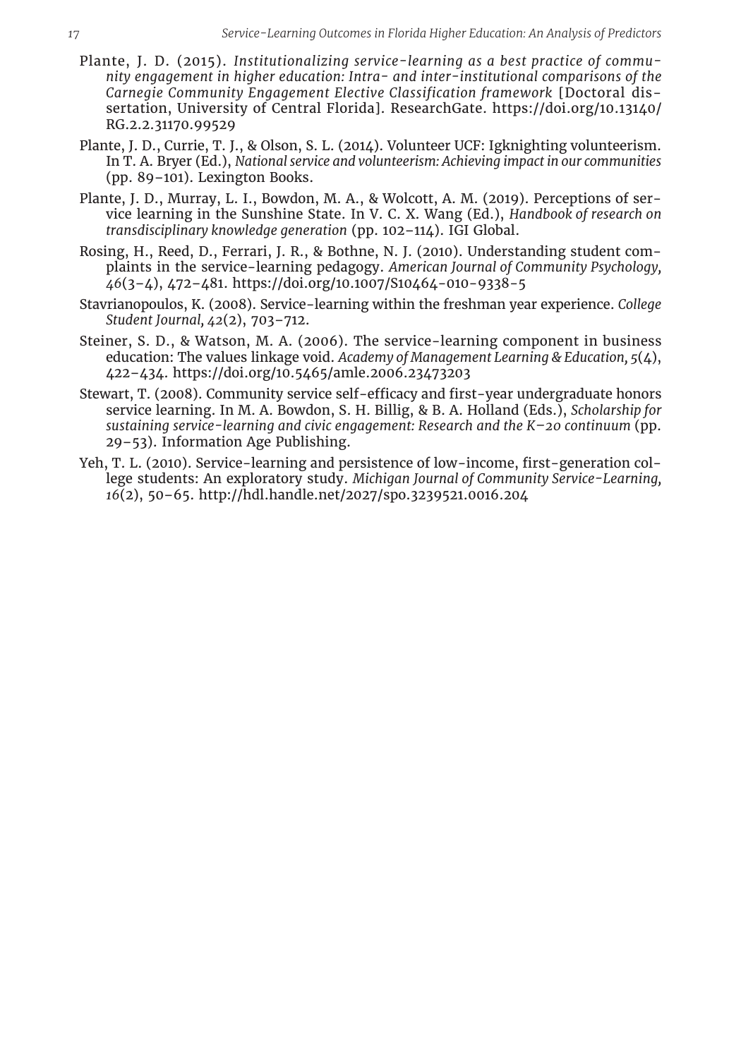Plante, J. D. (2015). *Institutionalizing service-learning as a best practice of community engagement in higher education: Intra- and inter-institutional comparisons of the Carnegie Community Engagement Elective Classification framework* [Doctoral dissertation, University of Central Florida]. ResearchGate. https://doi.org/10.13140/RG.2.2.31170.99529

Plante, J. D., Currie, T. J., & Olson, S. L. (2014). Volunteer UCF: Igknighting volunteerism. In T. A. Bryer (Ed.), *National service and volunteerism: Achieving impact in our communities* (pp. 89–101). Lexington Books.

Plante, J. D., Murray, L. I., Bowdon, M. A., & Wolcott, A. M. (2019). Perceptions of service learning in the Sunshine State. In V. C. X. Wang (Ed.), *Handbook of research on transdisciplinary knowledge generation* (pp. 102–114). IGI Global.

Rosing, H., Reed, D., Ferrari, J. R., & Bothne, N. J. (2010). Understanding student complaints in the service-learning pedagogy. *American Journal of Community Psychology, 46*(3–4), 472–481. https://doi.org/10.1007/S10464-010-9338-5

Stavrianopoulos, K. (2008). Service-learning within the freshman year experience. *College Student Journal, 42*(2), 703–712.

Steiner, S. D., & Watson, M. A. (2006). The service-learning component in business education: The values linkage void. *Academy of Management Learning & Education, 5*(4), 422–434. https://doi.org/10.5465/amle.2006.23473203

Stewart, T. (2008). Community service self-efficacy and first-year undergraduate honors service learning. In M. A. Bowdon, S. H. Billig, & B. A. Holland (Eds.), *Scholarship for sustaining service-learning and civic engagement: Research and the K–20 continuum* (pp. 29–53). Information Age Publishing.

Yeh, T. L. (2010). Service-learning and persistence of low-income, first-generation college students: An exploratory study. *Michigan Journal of Community Service-Learning, 16*(2), 50–65. http://hdl.handle.net/2027/spo.3239521.0016.204